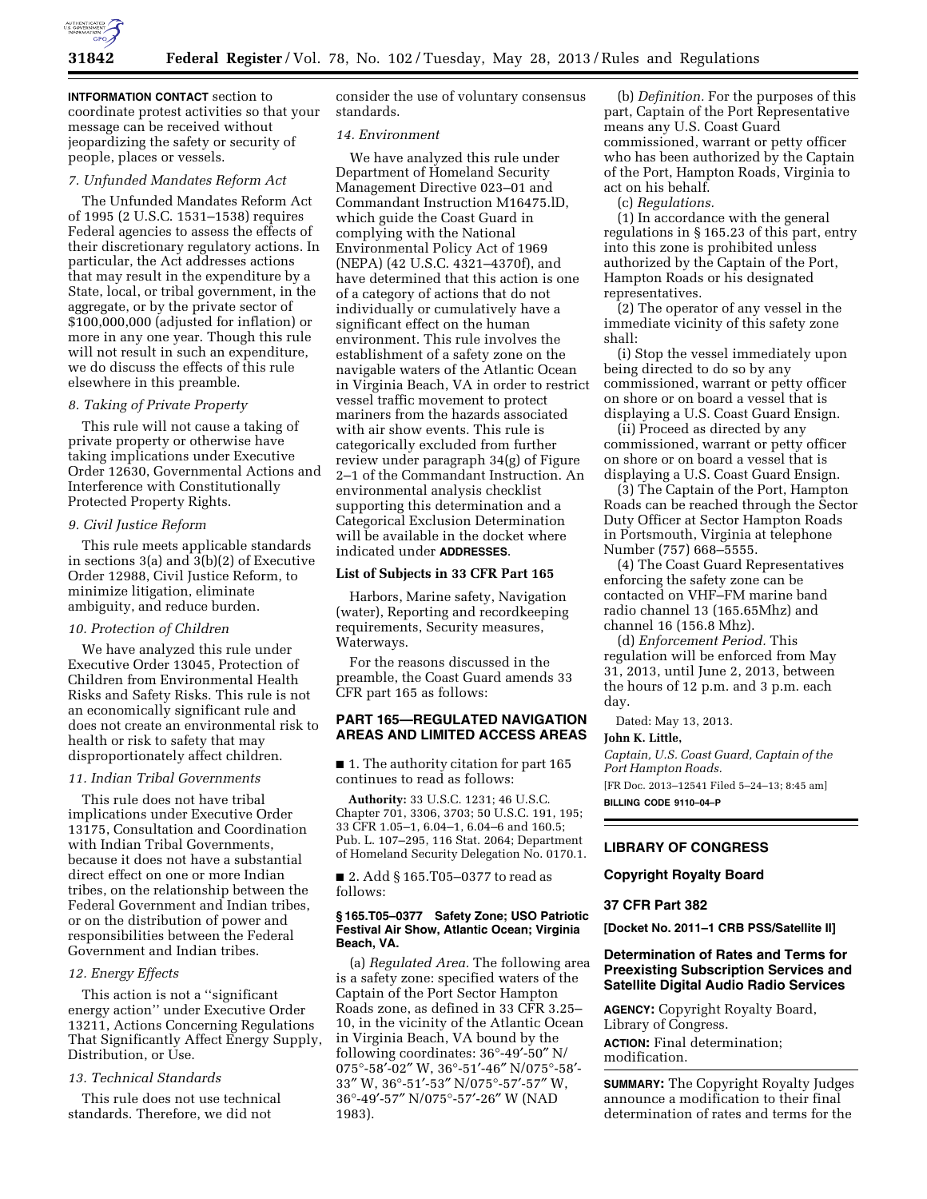**INFORMATION CONTACT** section to coordinate protest activities so that your message can be received without jeopardizing the safety or security of people, places or vessels.

*7. Unfunded Mandates Reform Act*

The Unfunded Mandates Reform Act of 1995 (2 U.S.C. 1531–1538) requires Federal agencies to assess the effects of their discretionary regulatory actions. In particular, the Act addresses actions that may result in the expenditure by a State, local, or tribal government, in the aggregate, or by the private sector of $100,000,000 (adjusted for inflation) or more in any one year. Though this rule will not result in such an expenditure, we do discuss the effects of this rule elsewhere in this preamble.

*8. Taking of Private Property*

This rule will not cause a taking of private property or otherwise have taking implications under Executive Order 12630, Governmental Actions and Interference with Constitutionally Protected Property Rights.

*9. Civil Justice Reform*

This rule meets applicable standards in sections 3(a) and 3(b)(2) of Executive Order 12988, Civil Justice Reform, to minimize litigation, eliminate ambiguity, and reduce burden.

*10. Protection of Children*

We have analyzed this rule under Executive Order 13045, Protection of Children from Environmental Health Risks and Safety Risks. This rule is not an economically significant rule and does not create an environmental risk to health or risk to safety that may disproportionately affect children.

*11. Indian Tribal Governments*

This rule does not have tribal implications under Executive Order 13175, Consultation and Coordination with Indian Tribal Governments, because it does not have a substantial direct effect on one or more Indian tribes, on the relationship between the Federal Government and Indian tribes, or on the distribution of power and responsibilities between the Federal Government and Indian tribes.

*12. Energy Effects*

This action is not a ''significant energy action'' under Executive Order 13211, Actions Concerning Regulations That Significantly Affect Energy Supply, Distribution, or Use.

*13. Technical Standards*

This rule does not use technical standards. Therefore, we did not consider the use of voluntary consensus standards.

*14. Environment*

We have analyzed this rule under Department of Homeland Security Management Directive 023–01 and Commandant Instruction M16475.lD, which guide the Coast Guard in complying with the National Environmental Policy Act of 1969 (NEPA) (42 U.S.C. 4321–4370f), and have determined that this action is one of a category of actions that do not individually or cumulatively have a significant effect on the human environment. This rule involves the establishment of a safety zone on the navigable waters of the Atlantic Ocean in Virginia Beach, VA in order to restrict vessel traffic movement to protect mariners from the hazards associated with air show events. This rule is categorically excluded from further review under paragraph 34(g) of Figure 2–1 of the Commandant Instruction. An environmental analysis checklist supporting this determination and a Categorical Exclusion Determination will be available in the docket where indicated under **ADDRESSES**.

**List of Subjects in 33 CFR Part 165**

Harbors, Marine safety, Navigation (water), Reporting and recordkeeping requirements, Security measures, Waterways.

For the reasons discussed in the preamble, the Coast Guard amends 33 CFR part 165 as follows:

## PART 165—REGULATED NAVIGATION AREAS AND LIMITED ACCESS AREAS

■ 1. The authority citation for part 165 continues to read as follows:

**Authority:** 33 U.S.C. 1231; 46 U.S.C. Chapter 701, 3306, 3703; 50 U.S.C. 191, 195; 33 CFR 1.05–1, 6.04–1, 6.04–6 and 160.5; Pub. L. 107–295, 116 Stat. 2064; Department of Homeland Security Delegation No. 0170.1.

■ 2. Add § 165.T05–0377 to read as follows:

**§ 165.T05–0377 Safety Zone; USO Patriotic Festival Air Show, Atlantic Ocean; Virginia Beach, VA.**

(a) *Regulated Area.* The following area is a safety zone: specified waters of the Captain of the Port Sector Hampton Roads zone, as defined in 33 CFR 3.25–10, in the vicinity of the Atlantic Ocean in Virginia Beach, VA bound by the following coordinates: 36°-49′-50″ N/075°-58′-02″ W, 36°-51′-46″ N/075°-58′-33″ W, 36°-51′-53″ N/075°-57′-57″ W, 36°-49′-57″ N/075°-57′-26″ W (NAD 1983).

(b) *Definition.* For the purposes of this part, Captain of the Port Representative means any U.S. Coast Guard commissioned, warrant or petty officer who has been authorized by the Captain of the Port, Hampton Roads, Virginia to act on his behalf.

(c) *Regulations.*

(1) In accordance with the general regulations in § 165.23 of this part, entry into this zone is prohibited unless authorized by the Captain of the Port, Hampton Roads or his designated representatives.

(2) The operator of any vessel in the immediate vicinity of this safety zone shall:

(i) Stop the vessel immediately upon being directed to do so by any commissioned, warrant or petty officer on shore or on board a vessel that is displaying a U.S. Coast Guard Ensign.

(ii) Proceed as directed by any commissioned, warrant or petty officer on shore or on board a vessel that is displaying a U.S. Coast Guard Ensign.

(3) The Captain of the Port, Hampton Roads can be reached through the Sector Duty Officer at Sector Hampton Roads in Portsmouth, Virginia at telephone Number (757) 668–5555.

(4) The Coast Guard Representatives enforcing the safety zone can be contacted on VHF–FM marine band radio channel 13 (165.65Mhz) and channel 16 (156.8 Mhz).

(d) *Enforcement Period.* This regulation will be enforced from May 31, 2013, until June 2, 2013, between the hours of 12 p.m. and 3 p.m. each day.

Dated: May 13, 2013.

**John K. Little,**

*Captain, U.S. Coast Guard, Captain of the Port Hampton Roads.*

[FR Doc. 2013–12541 Filed 5–24–13; 8:45 am]

**BILLING CODE 9110–04–P**

## LIBRARY OF CONGRESS

### Copyright Royalty Board

### 37 CFR Part 382

**[Docket No. 2011–1 CRB PSS/Satellite II]**

### Determination of Rates and Terms for Preexisting Subscription Services and Satellite Digital Audio Radio Services

**AGENCY:** Copyright Royalty Board, Library of Congress.

**ACTION:** Final determination; modification.

**SUMMARY:** The Copyright Royalty Judges announce a modification to their final determination of rates and terms for the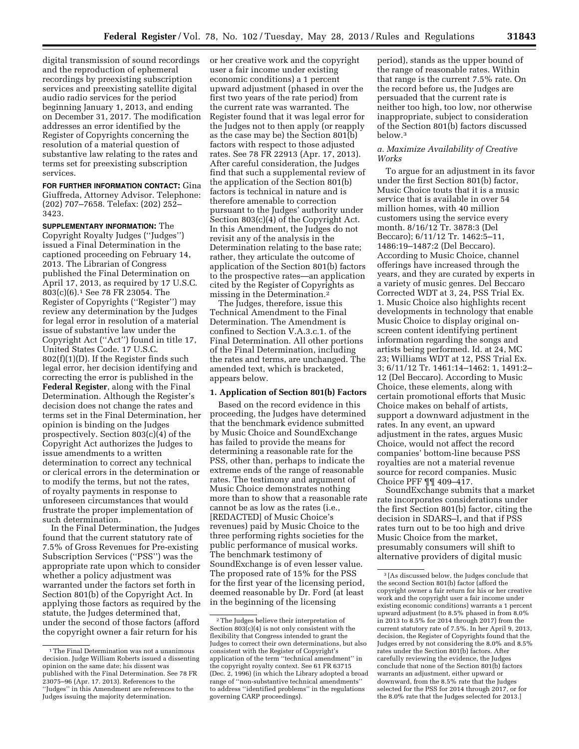digital transmission of sound recordings and the reproduction of ephemeral recordings by preexisting subscription services and preexisting satellite digital audio radio services for the period beginning January 1, 2013, and ending on December 31, 2017. The modification addresses an error identified by the Register of Copyrights concerning the resolution of a material question of substantive law relating to the rates and terms set for preexisting subscription services.

**FOR FURTHER INFORMATION CONTACT:** Gina Giuffreda, Attorney Advisor. Telephone: (202) 707–7658. Telefax: (202) 252–3423.

**SUPPLEMENTARY INFORMATION:** The Copyright Royalty Judges (''Judges'') issued a Final Determination in the captioned proceeding on February 14, 2013. The Librarian of Congress published the Final Determination on April 17, 2013, as required by 17 U.S.C. 803(c)(6).[1] See 78 FR 23054. The Register of Copyrights (''Register'') may review any determination by the Judges for legal error in resolution of a material issue of substantive law under the Copyright Act (''Act'') found in title 17, United States Code. 17 U.S.C. 802(f)(1)(D). If the Register finds such legal error, her decision identifying and correcting the error is published in the **Federal Register**, along with the Final Determination. Although the Register's decision does not change the rates and terms set in the Final Determination, her opinion is binding on the Judges prospectively. Section 803(c)(4) of the Copyright Act authorizes the Judges to issue amendments to a written determination to correct any technical or clerical errors in the determination or to modify the terms, but not the rates, of royalty payments in response to unforeseen circumstances that would frustrate the proper implementation of such determination.

In the Final Determination, the Judges found that the current statutory rate of 7.5% of Gross Revenues for Pre-existing Subscription Services (''PSS'') was the appropriate rate upon which to consider whether a policy adjustment was warranted under the factors set forth in Section 801(b) of the Copyright Act. In applying those factors as required by the statute, the Judges determined that, under the second of those factors (afford the copyright owner a fair return for his or her creative work and the copyright user a fair income under existing economic conditions) a 1 percent upward adjustment (phased in over the first two years of the rate period) from the current rate was warranted. The Register found that it was legal error for the Judges not to then apply (or reapply as the case may be) the Section 801(b) factors with respect to those adjusted rates. See 78 FR 22913 (Apr. 17, 2013). After careful consideration, the Judges find that such a supplemental review of the application of the Section 801(b) factors is technical in nature and is therefore amenable to correction pursuant to the Judges' authority under Section 803(c)(4) of the Copyright Act. In this Amendment, the Judges do not revisit any of the analysis in the Determination relating to the base rate; rather, they articulate the outcome of application of the Section 801(b) factors to the prospective rates—an application cited by the Register of Copyrights as missing in the Determination.[2]

The Judges, therefore, issue this Technical Amendment to the Final Determination. The Amendment is confined to Section V.A.3.c.1. of the Final Determination. All other portions of the Final Determination, including the rates and terms, are unchanged. The amended text, which is bracketed, appears below.

**1. Application of Section 801(b) Factors**

Based on the record evidence in this proceeding, the Judges have determined that the benchmark evidence submitted by Music Choice and SoundExchange has failed to provide the means for determining a reasonable rate for the PSS, other than, perhaps to indicate the extreme ends of the range of reasonable rates. The testimony and argument of Music Choice demonstrates nothing more than to show that a reasonable rate cannot be as low as the rates (i.e., [REDACTED] of Music Choice's revenues) paid by Music Choice to the three performing rights societies for the public performance of musical works. The benchmark testimony of SoundExchange is of even lesser value. The proposed rate of 15% for the PSS for the first year of the licensing period, deemed reasonable by Dr. Ford (at least in the beginning of the licensing period), stands as the upper bound of the range of reasonable rates. Within that range is the current 7.5% rate. On the record before us, the Judges are persuaded that the current rate is neither too high, too low, nor otherwise inappropriate, subject to consideration of the Section 801(b) factors discussed below.[3]

*a. Maximize Availability of Creative Works*

To argue for an adjustment in its favor under the first Section 801(b) factor, Music Choice touts that it is a music service that is available in over 54 million homes, with 40 million customers using the service every month. 8/16/12 Tr. 3878:3 (Del Beccaro); 6/11/12 Tr. 1462:5–11, 1486:19–1487:2 (Del Beccaro). According to Music Choice, channel offerings have increased through the years, and they are curated by experts in a variety of music genres. Del Beccaro Corrected WDT at 3, 24, PSS Trial Ex. 1. Music Choice also highlights recent developments in technology that enable Music Choice to display original on-screen content identifying pertinent information regarding the songs and artists being performed. Id. at 24, MC 23; Williams WDT at 12, PSS Trial Ex. 3; 6/11/12 Tr. 1461:14–1462: 1, 1491:2–12 (Del Beccaro). According to Music Choice, these elements, along with certain promotional efforts that Music Choice makes on behalf of artists, support a downward adjustment in the rates. In any event, an upward adjustment in the rates, argues Music Choice, would not affect the record companies' bottom-line because PSS royalties are not a material revenue source for record companies. Music Choice PFF ¶¶ 409–417.

SoundExchange submits that a market rate incorporates considerations under the first Section 801(b) factor, citing the decision in SDARS–I, and that if PSS rates turn out to be too high and drive Music Choice from the market, presumably consumers will shift to alternative providers of digital music

---

[1] The Final Determination was not a unanimous decision. Judge William Roberts issued a dissenting opinion on the same date; his dissent was published with the Final Determination. See 78 FR 23075–96 (Apr. 17. 2013). References to the ''Judges'' in this Amendment are references to the Judges issuing the majority determination.

[2] The Judges believe their interpretation of Section 803(c)(4) is not only consistent with the flexibility that Congress intended to grant the Judges to correct their own determinations, but also consistent with the Register of Copyright's application of the term ''technical amendment'' in the copyright royalty context. See 61 FR 63715 (Dec. 2, 1996) (in which the Library adopted a broad range of ''non-substantive technical amendments'' to address ''identified problems'' in the regulations governing CARP proceedings).

[3] [As discussed below, the Judges conclude that the second Section 801(b) factor (afford the copyright owner a fair return for his or her creative work and the copyright user a fair income under existing economic conditions) warrants a 1 percent upward adjustment (to 8.5% phased in from 8.0% in 2013 to 8.5% for 2014 through 2017) from the current statutory rate of 7.5%. In her April 9, 2013, decision, the Register of Copyrights found that the Judges erred by not considering the 8.0% and 8.5% rates under the Section 801(b) factors. After carefully reviewing the evidence, the Judges conclude that none of the Section 801(b) factors warrants an adjustment, either upward or downward, from the 8.5% rate that the Judges selected for the PSS for 2014 through 2017, or for the 8.0% rate that the Judges selected for 2013.]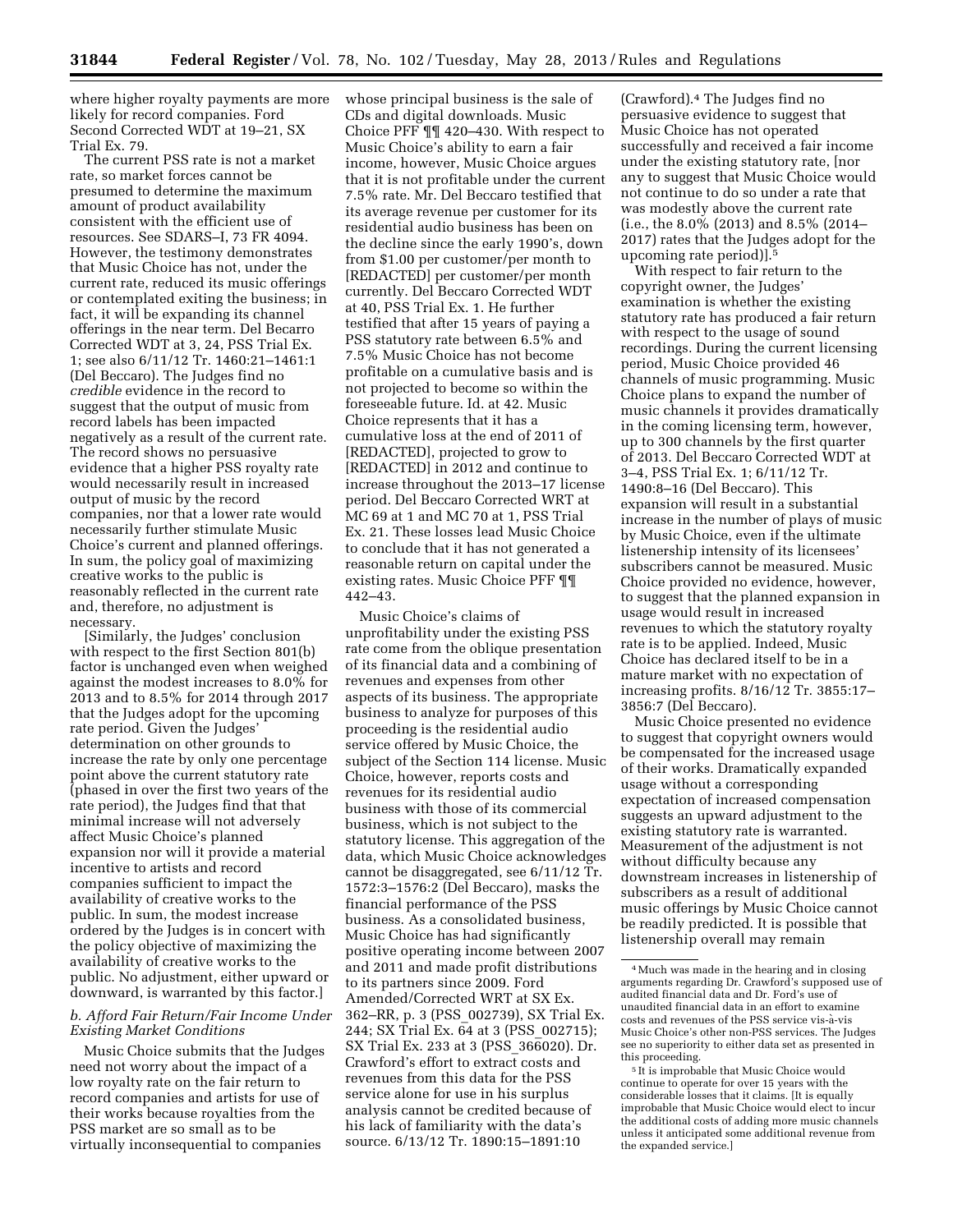where higher royalty payments are more likely for record companies. Ford Second Corrected WDT at 19–21, SX Trial Ex. 79.

The current PSS rate is not a market rate, so market forces cannot be presumed to determine the maximum amount of product availability consistent with the efficient use of resources. See SDARS–I, 73 FR 4094. However, the testimony demonstrates that Music Choice has not, under the current rate, reduced its music offerings or contemplated exiting the business; in fact, it will be expanding its channel offerings in the near term. Del Becarro Corrected WDT at 3, 24, PSS Trial Ex. 1; see also 6/11/12 Tr. 1460:21–1461:1 (Del Beccaro). The Judges find no *credible* evidence in the record to suggest that the output of music from record labels has been impacted negatively as a result of the current rate. The record shows no persuasive evidence that a higher PSS royalty rate would necessarily result in increased output of music by the record companies, nor that a lower rate would necessarily further stimulate Music Choice's current and planned offerings. In sum, the policy goal of maximizing creative works to the public is reasonably reflected in the current rate and, therefore, no adjustment is necessary.

[Similarly, the Judges' conclusion with respect to the first Section 801(b) factor is unchanged even when weighed against the modest increases to 8.0% for 2013 and to 8.5% for 2014 through 2017 that the Judges adopt for the upcoming rate period. Given the Judges' determination on other grounds to increase the rate by only one percentage point above the current statutory rate (phased in over the first two years of the rate period), the Judges find that that minimal increase will not adversely affect Music Choice's planned expansion nor will it provide a material incentive to artists and record companies sufficient to impact the availability of creative works to the public. In sum, the modest increase ordered by the Judges is in concert with the policy objective of maximizing the availability of creative works to the public. No adjustment, either upward or downward, is warranted by this factor.]

### *b. Afford Fair Return/Fair Income Under Existing Market Conditions*

Music Choice submits that the Judges need not worry about the impact of a low royalty rate on the fair return to record companies and artists for use of their works because royalties from the PSS market are so small as to be virtually inconsequential to companies whose principal business is the sale of CDs and digital downloads. Music Choice PFF ¶¶ 420–430. With respect to Music Choice's ability to earn a fair income, however, Music Choice argues that it is not profitable under the current 7.5% rate. Mr. Del Beccaro testified that its average revenue per customer for its residential audio business has been on the decline since the early 1990's, down from $1.00 per customer/per month to [REDACTED] per customer/per month currently. Del Beccaro Corrected WDT at 40, PSS Trial Ex. 1. He further testified that after 15 years of paying a PSS statutory rate between 6.5% and 7.5% Music Choice has not become profitable on a cumulative basis and is not projected to become so within the foreseeable future. Id. at 42. Music Choice represents that it has a cumulative loss at the end of 2011 of [REDACTED], projected to grow to [REDACTED] in 2012 and continue to increase throughout the 2013–17 license period. Del Beccaro Corrected WRT at MC 69 at 1 and MC 70 at 1, PSS Trial Ex. 21. These losses lead Music Choice to conclude that it has not generated a reasonable return on capital under the existing rates. Music Choice PFF ¶¶ 442–43.

Music Choice's claims of unprofitability under the existing PSS rate come from the oblique presentation of its financial data and a combining of revenues and expenses from other aspects of its business. The appropriate business to analyze for purposes of this proceeding is the residential audio service offered by Music Choice, the subject of the Section 114 license. Music Choice, however, reports costs and revenues for its residential audio business with those of its commercial business, which is not subject to the statutory license. This aggregation of the data, which Music Choice acknowledges cannot be disaggregated, see 6/11/12 Tr. 1572:3–1576:2 (Del Beccaro), masks the financial performance of the PSS business. As a consolidated business, Music Choice has had significantly positive operating income between 2007 and 2011 and made profit distributions to its partners since 2009. Ford Amended/Corrected WRT at SX Ex. 362–RR, p. 3 (PSS_002739), SX Trial Ex. 244; SX Trial Ex. 64 at 3 (PSS_002715); SX Trial Ex. 233 at 3 (PSS_366020). Dr. Crawford's effort to extract costs and revenues from this data for the PSS service alone for use in his surplus analysis cannot be credited because of his lack of familiarity with the data's source. 6/13/12 Tr. 1890:15–1891:10 (Crawford).[4] The Judges find no persuasive evidence to suggest that Music Choice has not operated successfully and received a fair income under the existing statutory rate, [nor any to suggest that Music Choice would not continue to do so under a rate that was modestly above the current rate (i.e., the 8.0% (2013) and 8.5% (2014–2017) rates that the Judges adopt for the upcoming rate period)].[5]

With respect to fair return to the copyright owner, the Judges' examination is whether the existing statutory rate has produced a fair return with respect to the usage of sound recordings. During the current licensing period, Music Choice provided 46 channels of music programming. Music Choice plans to expand the number of music channels it provides dramatically in the coming licensing term, however, up to 300 channels by the first quarter of 2013. Del Beccaro Corrected WDT at 3–4, PSS Trial Ex. 1; 6/11/12 Tr. 1490:8–16 (Del Beccaro). This expansion will result in a substantial increase in the number of plays of music by Music Choice, even if the ultimate listenership intensity of its licensees' subscribers cannot be measured. Music Choice provided no evidence, however, to suggest that the planned expansion in usage would result in increased revenues to which the statutory royalty rate is to be applied. Indeed, Music Choice has declared itself to be in a mature market with no expectation of increasing profits. 8/16/12 Tr. 3855:17–3856:7 (Del Beccaro).

Music Choice presented no evidence to suggest that copyright owners would be compensated for the increased usage of their works. Dramatically expanded usage without a corresponding expectation of increased compensation suggests an upward adjustment to the existing statutory rate is warranted. Measurement of the adjustment is not without difficulty because any downstream increases in listenership of subscribers as a result of additional music offerings by Music Choice cannot be readily predicted. It is possible that listenership overall may remain

---

[4] Much was made in the hearing and in closing arguments regarding Dr. Crawford's supposed use of audited financial data and Dr. Ford's use of unaudited financial data in an effort to examine costs and revenues of the PSS service vis-à-vis Music Choice's other non-PSS services. The Judges see no superiority to either data set as presented in this proceeding.

[5] It is improbable that Music Choice would continue to operate for over 15 years with the considerable losses that it claims. [It is equally improbable that Music Choice would elect to incur the additional costs of adding more music channels unless it anticipated some additional revenue from the expanded service.]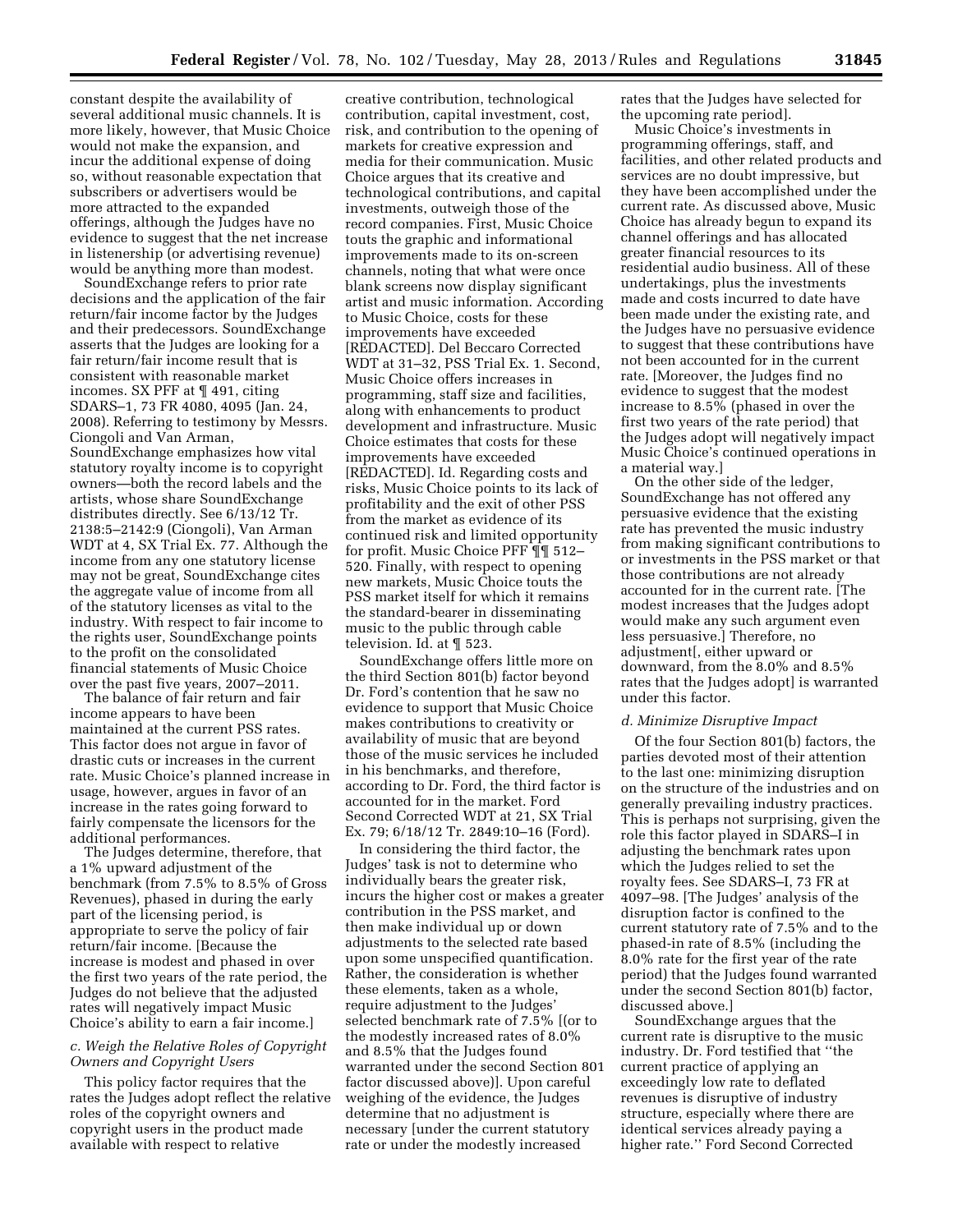constant despite the availability of several additional music channels. It is more likely, however, that Music Choice would not make the expansion, and incur the additional expense of doing so, without reasonable expectation that subscribers or advertisers would be more attracted to the expanded offerings, although the Judges have no evidence to suggest that the net increase in listenership (or advertising revenue) would be anything more than modest.

SoundExchange refers to prior rate decisions and the application of the fair return/fair income factor by the Judges and their predecessors. SoundExchange asserts that the Judges are looking for a fair return/fair income result that is consistent with reasonable market incomes. SX PFF at ¶ 491, citing SDARS–1, 73 FR 4080, 4095 (Jan. 24, 2008). Referring to testimony by Messrs. Ciongoli and Van Arman, SoundExchange emphasizes how vital statutory royalty income is to copyright owners—both the record labels and the artists, whose share SoundExchange distributes directly. See 6/13/12 Tr. 2138:5–2142:9 (Ciongoli), Van Arman WDT at 4, SX Trial Ex. 77. Although the income from any one statutory license may not be great, SoundExchange cites the aggregate value of income from all of the statutory licenses as vital to the industry. With respect to fair income to the rights user, SoundExchange points to the profit on the consolidated financial statements of Music Choice over the past five years, 2007–2011.

The balance of fair return and fair income appears to have been maintained at the current PSS rates. This factor does not argue in favor of drastic cuts or increases in the current rate. Music Choice's planned increase in usage, however, argues in favor of an increase in the rates going forward to fairly compensate the licensors for the additional performances.

The Judges determine, therefore, that a 1% upward adjustment of the benchmark (from 7.5% to 8.5% of Gross Revenues), phased in during the early part of the licensing period, is appropriate to serve the policy of fair return/fair income. [Because the increase is modest and phased in over the first two years of the rate period, the Judges do not believe that the adjusted rates will negatively impact Music Choice's ability to earn a fair income.]

*c. Weigh the Relative Roles of Copyright Owners and Copyright Users*

This policy factor requires that the rates the Judges adopt reflect the relative roles of the copyright owners and copyright users in the product made available with respect to relative creative contribution, technological contribution, capital investment, cost, risk, and contribution to the opening of markets for creative expression and media for their communication. Music Choice argues that its creative and technological contributions, and capital investments, outweigh those of the record companies. First, Music Choice touts the graphic and informational improvements made to its on-screen channels, noting that what were once blank screens now display significant artist and music information. According to Music Choice, costs for these improvements have exceeded [REDACTED]. Del Beccaro Corrected WDT at 31–32, PSS Trial Ex. 1. Second, Music Choice offers increases in programming, staff size and facilities, along with enhancements to product development and infrastructure. Music Choice estimates that costs for these improvements have exceeded [REDACTED]. Id. Regarding costs and risks, Music Choice points to its lack of profitability and the exit of other PSS from the market as evidence of its continued risk and limited opportunity for profit. Music Choice PFF ¶¶ 512–520. Finally, with respect to opening new markets, Music Choice touts the PSS market itself for which it remains the standard-bearer in disseminating music to the public through cable television. Id. at ¶ 523.

SoundExchange offers little more on the third Section 801(b) factor beyond Dr. Ford's contention that he saw no evidence to support that Music Choice makes contributions to creativity or availability of music that are beyond those of the music services he included in his benchmarks, and therefore, according to Dr. Ford, the third factor is accounted for in the market. Ford Second Corrected WDT at 21, SX Trial Ex. 79; 6/18/12 Tr. 2849:10–16 (Ford).

In considering the third factor, the Judges' task is not to determine who individually bears the greater risk, incurs the higher cost or makes a greater contribution in the PSS market, and then make individual up or down adjustments to the selected rate based upon some unspecified quantification. Rather, the consideration is whether these elements, taken as a whole, require adjustment to the Judges' selected benchmark rate of 7.5% [(or to the modestly increased rates of 8.0% and 8.5% that the Judges found warranted under the second Section 801 factor discussed above)]. Upon careful weighing of the evidence, the Judges determine that no adjustment is necessary [under the current statutory rate or under the modestly increased rates that the Judges have selected for the upcoming rate period].

Music Choice's investments in programming offerings, staff, and facilities, and other related products and services are no doubt impressive, but they have been accomplished under the current rate. As discussed above, Music Choice has already begun to expand its channel offerings and has allocated greater financial resources to its residential audio business. All of these undertakings, plus the investments made and costs incurred to date have been made under the existing rate, and the Judges have no persuasive evidence to suggest that these contributions have not been accounted for in the current rate. [Moreover, the Judges find no evidence to suggest that the modest increase to 8.5% (phased in over the first two years of the rate period) that the Judges adopt will negatively impact Music Choice's continued operations in a material way.]

On the other side of the ledger, SoundExchange has not offered any persuasive evidence that the existing rate has prevented the music industry from making significant contributions to or investments in the PSS market or that those contributions are not already accounted for in the current rate. [The modest increases that the Judges adopt would make any such argument even less persuasive.] Therefore, no adjustment[, either upward or downward, from the 8.0% and 8.5% rates that the Judges adopt] is warranted under this factor.

*d. Minimize Disruptive Impact*

Of the four Section 801(b) factors, the parties devoted most of their attention to the last one: minimizing disruption on the structure of the industries and on generally prevailing industry practices. This is perhaps not surprising, given the role this factor played in SDARS–I in adjusting the benchmark rates upon which the Judges relied to set the royalty fees. See SDARS–I, 73 FR at 4097–98. [The Judges' analysis of the disruption factor is confined to the current statutory rate of 7.5% and to the phased-in rate of 8.5% (including the 8.0% rate for the first year of the rate period) that the Judges found warranted under the second Section 801(b) factor, discussed above.]

SoundExchange argues that the current rate is disruptive to the music industry. Dr. Ford testified that "the current practice of applying an exceedingly low rate to deflated revenues is disruptive of industry structure, especially where there are identical services already paying a higher rate." Ford Second Corrected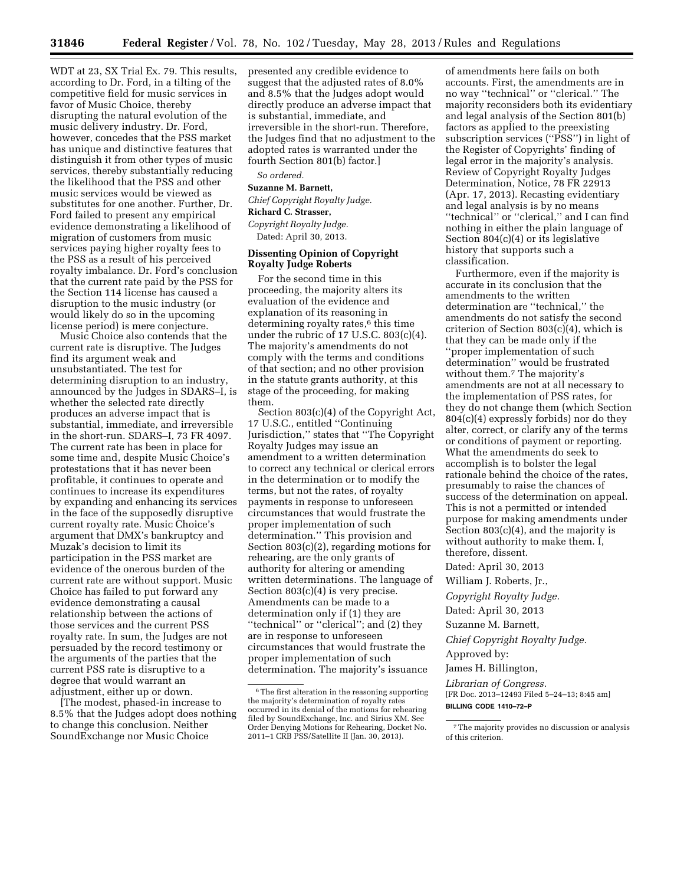WDT at 23, SX Trial Ex. 79. This results, according to Dr. Ford, in a tilting of the competitive field for music services in favor of Music Choice, thereby disrupting the natural evolution of the music delivery industry. Dr. Ford, however, concedes that the PSS market has unique and distinctive features that distinguish it from other types of music services, thereby substantially reducing the likelihood that the PSS and other music services would be viewed as substitutes for one another. Further, Dr. Ford failed to present any empirical evidence demonstrating a likelihood of migration of customers from music services paying higher royalty fees to the PSS as a result of his perceived royalty imbalance. Dr. Ford's conclusion that the current rate paid by the PSS for the Section 114 license has caused a disruption to the music industry (or would likely do so in the upcoming license period) is mere conjecture.

Music Choice also contends that the current rate is disruptive. The Judges find its argument weak and unsubstantiated. The test for determining disruption to an industry, announced by the Judges in SDARS–I, is whether the selected rate directly produces an adverse impact that is substantial, immediate, and irreversible in the short-run. SDARS–I, 73 FR 4097. The current rate has been in place for some time and, despite Music Choice's protestations that it has never been profitable, it continues to operate and continues to increase its expenditures by expanding and enhancing its services in the face of the supposedly disruptive current royalty rate. Music Choice's argument that DMX's bankruptcy and Muzak's decision to limit its participation in the PSS market are evidence of the onerous burden of the current rate are without support. Music Choice has failed to put forward any evidence demonstrating a causal relationship between the actions of those services and the current PSS royalty rate. In sum, the Judges are not persuaded by the record testimony or the arguments of the parties that the current PSS rate is disruptive to a degree that would warrant an adjustment, either up or down.

[The modest, phased-in increase to 8.5% that the Judges adopt does nothing to change this conclusion. Neither SoundExchange nor Music Choice presented any credible evidence to suggest that the adjusted rates of 8.0% and 8.5% that the Judges adopt would directly produce an adverse impact that is substantial, immediate, and irreversible in the short-run. Therefore, the Judges find that no adjustment to the adopted rates is warranted under the fourth Section 801(b) factor.]

*So ordered.*

**Suzanne M. Barnett,**

*Chief Copyright Royalty Judge.*

**Richard C. Strasser,**

*Copyright Royalty Judge.*

Dated: April 30, 2013.

## Dissenting Opinion of Copyright Royalty Judge Roberts

For the second time in this proceeding, the majority alters its evaluation of the evidence and explanation of its reasoning in determining royalty rates,[6] this time under the rubric of 17 U.S.C. 803(c)(4). The majority's amendments do not comply with the terms and conditions of that section; and no other provision in the statute grants authority, at this stage of the proceeding, for making them.

Section 803(c)(4) of the Copyright Act, 17 U.S.C., entitled "Continuing Jurisdiction," states that "The Copyright Royalty Judges may issue an amendment to a written determination to correct any technical or clerical errors in the determination or to modify the terms, but not the rates, of royalty payments in response to unforeseen circumstances that would frustrate the proper implementation of such determination." This provision and Section 803(c)(2), regarding motions for rehearing, are the only grants of authority for altering or amending written determinations. The language of Section 803(c)(4) is very precise. Amendments can be made to a determination only if (1) they are "technical" or "clerical"; and (2) they are in response to unforeseen circumstances that would frustrate the proper implementation of such determination. The majority's issuance of amendments here fails on both accounts. First, the amendments are in no way "technical" or "clerical." The majority reconsiders both its evidentiary and legal analysis of the Section 801(b) factors as applied to the preexisting subscription services ("PSS") in light of the Register of Copyrights' finding of legal error in the majority's analysis. Review of Copyright Royalty Judges Determination, Notice, 78 FR 22913 (Apr. 17, 2013). Recasting evidentiary and legal analysis is by no means "technical" or "clerical," and I can find nothing in either the plain language of Section 804(c)(4) or its legislative history that supports such a classification.

Furthermore, even if the majority is accurate in its conclusion that the amendments to the written determination are "technical," the amendments do not satisfy the second criterion of Section 803(c)(4), which is that they can be made only if the "proper implementation of such determination" would be frustrated without them.[7] The majority's amendments are not at all necessary to the implementation of PSS rates, for they do not change them (which Section 804(c)(4) expressly forbids) nor do they alter, correct, or clarify any of the terms or conditions of payment or reporting. What the amendments do seek to accomplish is to bolster the legal rationale behind the choice of the rates, presumably to raise the chances of success of the determination on appeal. This is not a permitted or intended purpose for making amendments under Section 803(c)(4), and the majority is without authority to make them. I, therefore, dissent.

Dated: April 30, 2013

William J. Roberts, Jr.,

*Copyright Royalty Judge.*

Dated: April 30, 2013

Suzanne M. Barnett,

*Chief Copyright Royalty Judge.*

Approved by:

James H. Billington,

*Librarian of Congress.*

[FR Doc. 2013–12493 Filed 5–24–13; 8:45 am]

**BILLING CODE 1410–72–P**

---

[6] The first alteration in the reasoning supporting the majority's determination of royalty rates occurred in its denial of the motions for rehearing filed by SoundExchange, Inc. and Sirius XM. See Order Denying Motions for Rehearing, Docket No. 2011–1 CRB PSS/Satellite II (Jan. 30, 2013).

[7] The majority provides no discussion or analysis of this criterion.